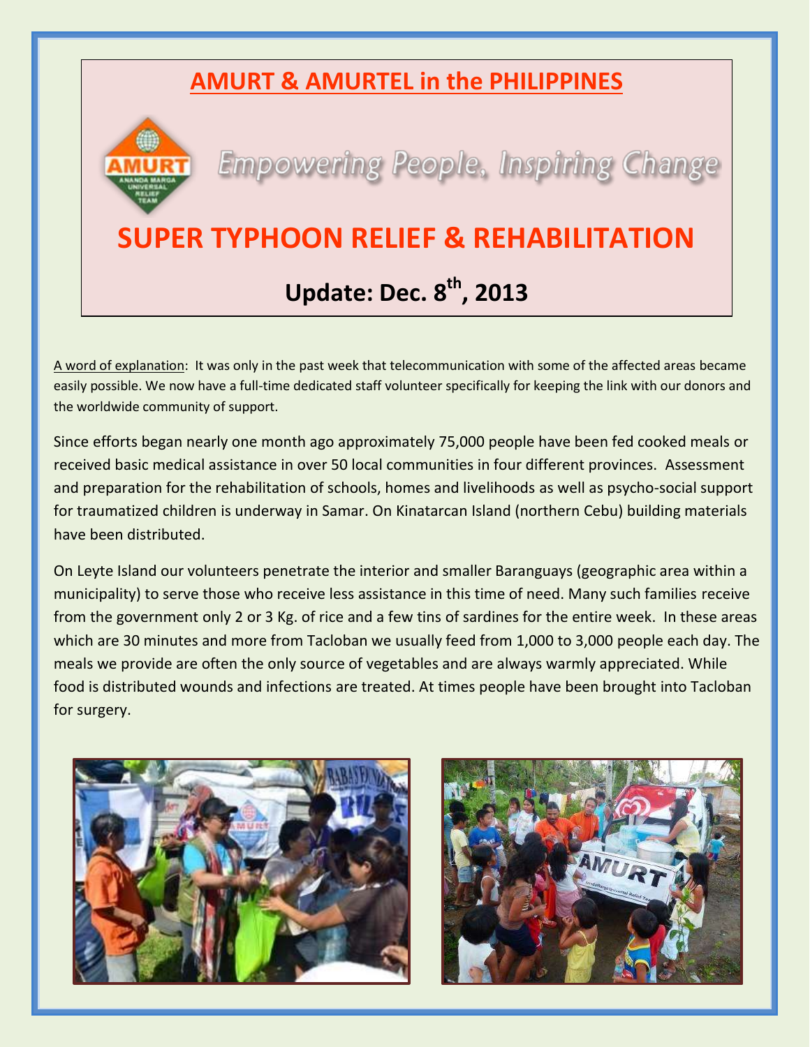# AMURT & AMURTEL in the PHILIPPINES

*Empowering People, Inspiring Change*

# SUPER TYPHOON RELIEF & REHABILITATION

## Update: Dec. 8th, 2013

A word of explanation: It was only in the past week that telecommunication with some of the affected areas became easily possible. We now have a full-time dedicated staff volunteer specifically for keeping the link with our donors and the worldwide community of support.

Since efforts began nearly one month ago approximately 75,000 people have been fed cooked meals or received basic medical assistance in over 50 local communities in four different provinces. Assessment and preparation for the rehabilitation of schools, homes and livelihoods as well as psycho-social support for traumatized children is underway in Samar. On Kinatarcan Island (northern Cebu) building materials have been distributed.

On Leyte Island our volunteers penetrate the interior and smaller Baranguays (geographic area within a municipality) to serve those who receive less assistance in this time of need. Many such families receive from the government only 2 or 3 Kg. of rice and a few tins of sardines for the entire week. In these areas which are 30 minutes and more from Tacloban we usually feed from 1,000 to 3,000 people each day. The meals we provide are often the only source of vegetables and are always warmly appreciated. While food is distributed wounds and infections are treated. At times people have been brought into Tacloban for surgery.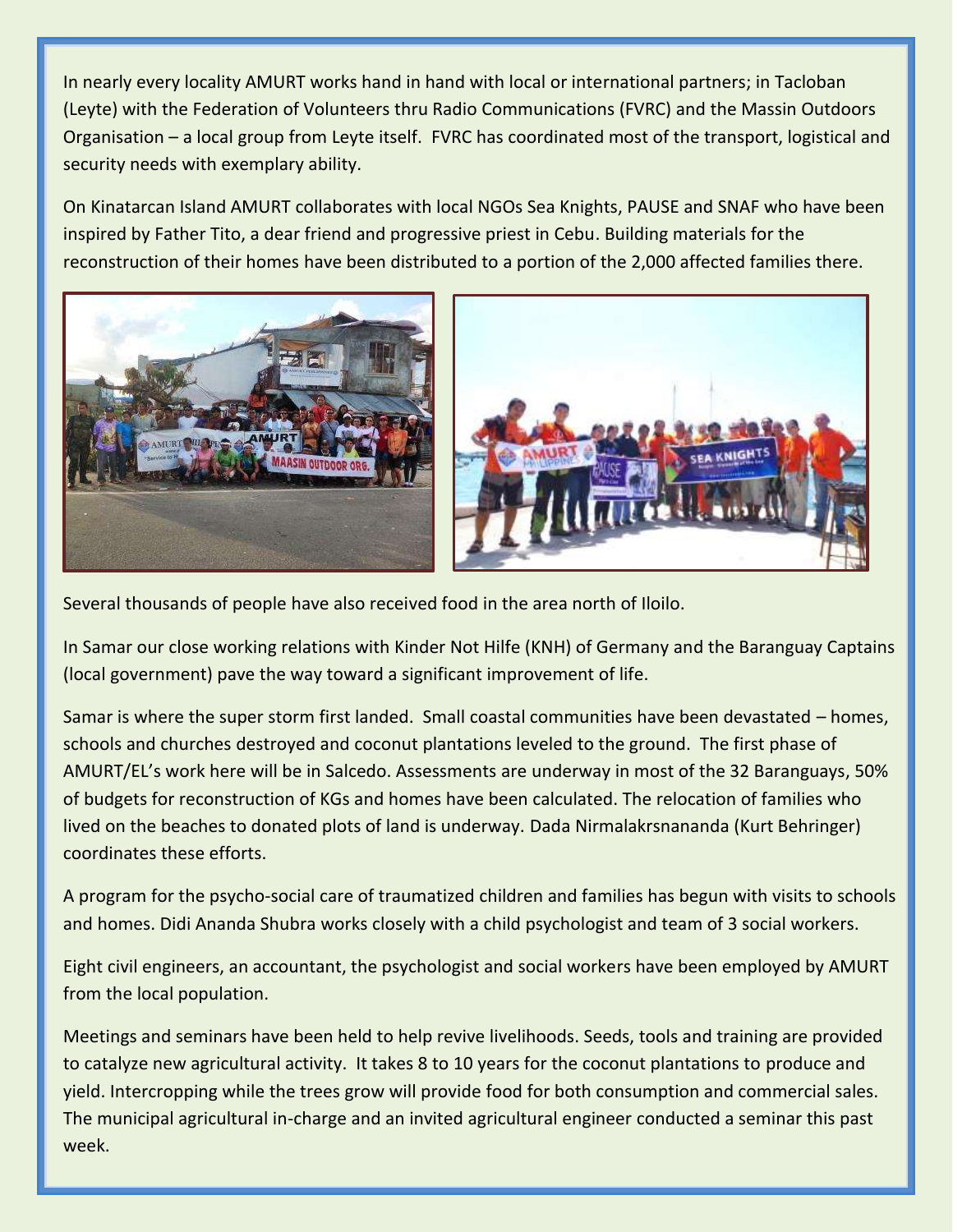In nearly every locality AMURT works hand in hand with local or international partners; in Tacloban (Leyte) with the Federation of Volunteers thru Radio Communications (FVRC) and the Massin Outdoors Organisation – a local group from Leyte itself. FVRC has coordinated most of the transport, logistical and security needs with exemplary ability.

On Kinatarcan Island AMURT collaborates with local NGOs Sea Knights, PAUSE and SNAF who have been inspired by Father Tito, a dear friend and progressive priest in Cebu. Building materials for the reconstruction of their homes have been distributed to a portion of the 2,000 affected families there.

Several thousands of people have also received food in the area north of Iloilo.

In Samar our close working relations with Kinder Not Hilfe (KNH) of Germany and the Baranguay Captains (local government) pave the way toward a significant improvement of life.

Samar is where the super storm first landed. Small coastal communities have been devastated – homes, schools and churches destroyed and coconut plantations leveled to the ground. The first phase of AMURT/EL's work here will be in Salcedo. Assessments are underway in most of the 32 Baranguays, 50% of budgets for reconstruction of KGs and homes have been calculated. The relocation of families who lived on the beaches to donated plots of land is underway. Dada Nirmalakrsnananda (Kurt Behringer) coordinates these efforts.

A program for the psycho-social care of traumatized children and families has begun with visits to schools and homes. Didi Ananda Shubra works closely with a child psychologist and team of 3 social workers.

Eight civil engineers, an accountant, the psychologist and social workers have been employed by AMURT from the local population.

Meetings and seminars have been held to help revive livelihoods. Seeds, tools and training are provided to catalyze new agricultural activity. It takes 8 to 10 years for the coconut plantations to produce and yield. Intercropping while the trees grow will provide food for both consumption and commercial sales. The municipal agricultural in-charge and an invited agricultural engineer conducted a seminar this past week.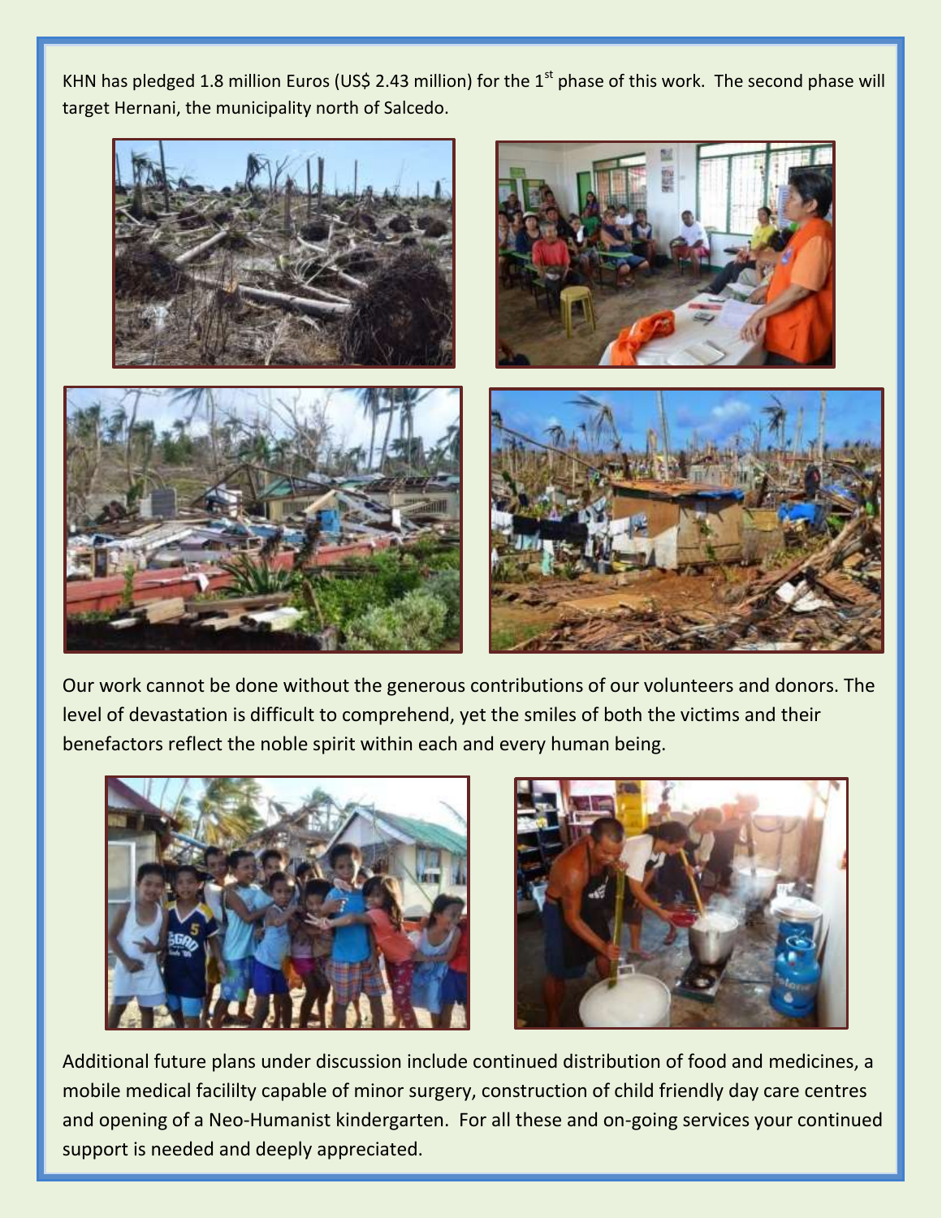KHN has pledged 1.8 million Euros (US$ 2.43 million) for the 1st phase of this work. The second phase will target Hernani, the municipality north of Salcedo.

Our work cannot be done without the generous contributions of our volunteers and donors. The level of devastation is difficult to comprehend, yet the smiles of both the victims and their benefactors reflect the noble spirit within each and every human being.

Additional future plans under discussion include continued distribution of food and medicines, a mobile medical facililty capable of minor surgery, construction of child friendly day care centres and opening of a Neo-Humanist kindergarten. For all these and on-going services your continued support is needed and deeply appreciated.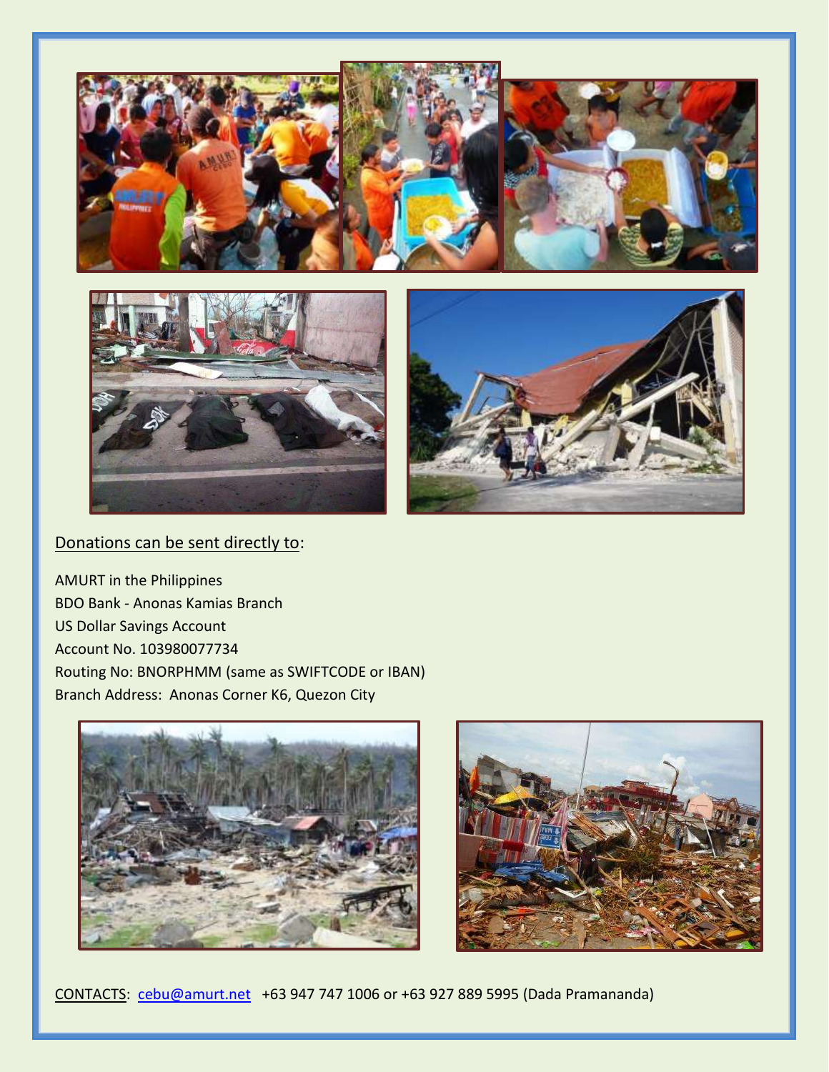Donations can be sent directly to:

AMURT in the Philippines
BDO Bank - Anonas Kamias Branch
US Dollar Savings Account
Account No. 103980077734
Routing No: BNORPHMM (same as SWIFTCODE or IBAN)
Branch Address: Anonas Corner K6, Quezon City

CONTACTS: cebu@amurt.net +63 947 747 1006 or +63 927 889 5995 (Dada Pramananda)